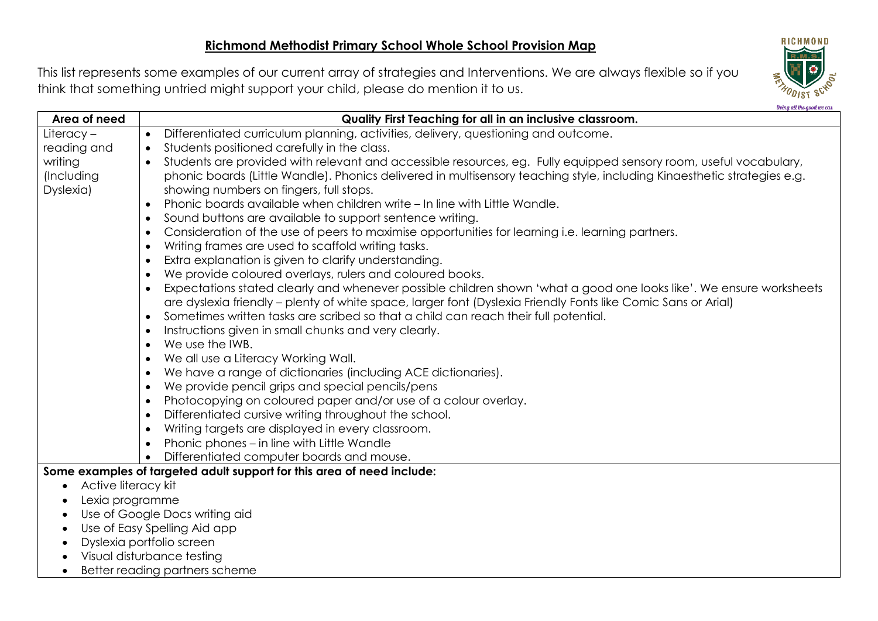# Richmond Methodist Primary School Whole School Provision Map

This list represents some examples of our current array of strategies and Interventions. We are always flexible so if you think that something untried might support your child, please do mention it to us.

| Area of need | Quality First Teaching for all in an inclusive classroom. |
|---|---|
| Literacy – reading and writing (Including Dyslexia) | • Differentiated curriculum planning, activities, delivery, questioning and outcome.<br>• Students positioned carefully in the class.<br>• Students are provided with relevant and accessible resources, eg. Fully equipped sensory room, useful vocabulary, phonic boards (Little Wandle). Phonics delivered in multisensory teaching style, including Kinaesthetic strategies e.g. showing numbers on fingers, full stops.<br>• Phonic boards available when children write – In line with Little Wandle.<br>• Sound buttons are available to support sentence writing.<br>• Consideration of the use of peers to maximise opportunities for learning i.e. learning partners.<br>• Writing frames are used to scaffold writing tasks.<br>• Extra explanation is given to clarify understanding.<br>• We provide coloured overlays, rulers and coloured books.<br>• Expectations stated clearly and whenever possible children shown 'what a good one looks like'. We ensure worksheets are dyslexia friendly – plenty of white space, larger font (Dyslexia Friendly Fonts like Comic Sans or Arial)<br>• Sometimes written tasks are scribed so that a child can reach their full potential.<br>• Instructions given in small chunks and very clearly.<br>• We use the IWB.<br>• We all use a Literacy Working Wall.<br>• We have a range of dictionaries (including ACE dictionaries).<br>• We provide pencil grips and special pencils/pens<br>• Photocopying on coloured paper and/or use of a colour overlay.<br>• Differentiated cursive writing throughout the school.<br>• Writing targets are displayed in every classroom.<br>• Phonic phones – in line with Little Wandle<br>• Differentiated computer boards and mouse. |

**Some examples of targeted adult support for this area of need include:**

- Active literacy kit
- Lexia programme
- Use of Google Docs writing aid
- Use of Easy Spelling Aid app
- Dyslexia portfolio screen
- Visual disturbance testing
- Better reading partners scheme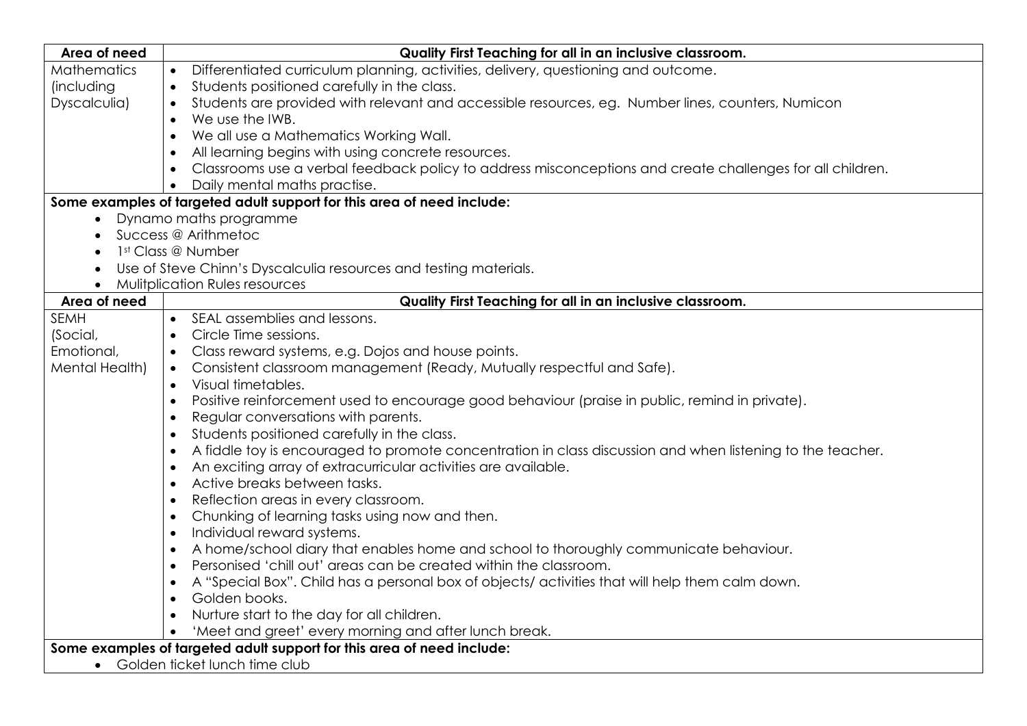| Area of need | Quality First Teaching for all in an inclusive classroom. |
|---|---|
| Mathematics (including Dyscalculia) | • Differentiated curriculum planning, activities, delivery, questioning and outcome.<br>• Students positioned carefully in the class.<br>• Students are provided with relevant and accessible resources, eg. Number lines, counters, Numicon<br>• We use the IWB.<br>• We all use a Mathematics Working Wall.<br>• All learning begins with using concrete resources.<br>• Classrooms use a verbal feedback policy to address misconceptions and create challenges for all children.<br>• Daily mental maths practise. |

**Some examples of targeted adult support for this area of need include:**

- Dynamo maths programme
- Success @ Arithmetoc
- 1st Class @ Number
- Use of Steve Chinn's Dyscalculia resources and testing materials.
- Mulitplication Rules resources

| Area of need | Quality First Teaching for all in an inclusive classroom. |
|---|---|
| SEMH (Social, Emotional, Mental Health) | • SEAL assemblies and lessons.<br>• Circle Time sessions.<br>• Class reward systems, e.g. Dojos and house points.<br>• Consistent classroom management (Ready, Mutually respectful and Safe).<br>• Visual timetables.<br>• Positive reinforcement used to encourage good behaviour (praise in public, remind in private).<br>• Regular conversations with parents.<br>• Students positioned carefully in the class.<br>• A fiddle toy is encouraged to promote concentration in class discussion and when listening to the teacher.<br>• An exciting array of extracurricular activities are available.<br>• Active breaks between tasks.<br>• Reflection areas in every classroom.<br>• Chunking of learning tasks using now and then.<br>• Individual reward systems.<br>• A home/school diary that enables home and school to thoroughly communicate behaviour.<br>• Personised 'chill out' areas can be created within the classroom.<br>• A "Special Box". Child has a personal box of objects/ activities that will help them calm down.<br>• Golden books.<br>• Nurture start to the day for all children.<br>• 'Meet and greet' every morning and after lunch break. |

**Some examples of targeted adult support for this area of need include:**

- Golden ticket lunch time club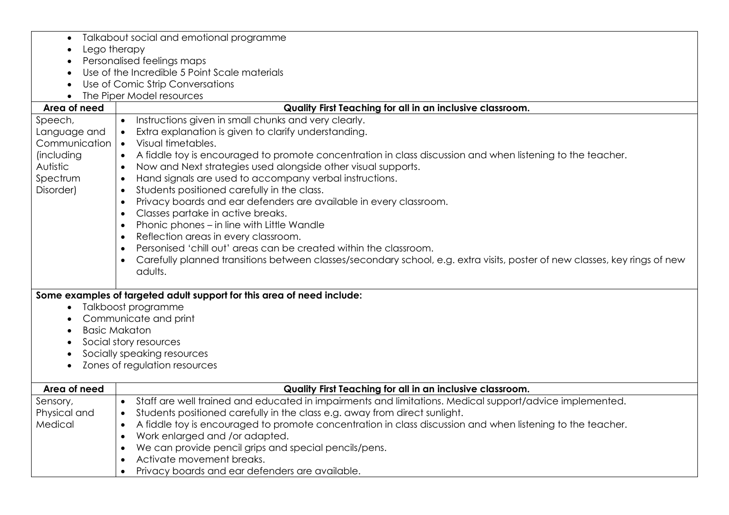- Talkabout social and emotional programme
- Lego therapy
- Personalised feelings maps
- Use of the Incredible 5 Point Scale materials
- Use of Comic Strip Conversations
- The Piper Model resources

| Area of need | Quality First Teaching for all in an inclusive classroom. |
|---|---|
| Speech, Language and Communication (including Autistic Spectrum Disorder) | • Instructions given in small chunks and very clearly.<br>• Extra explanation is given to clarify understanding.<br>• Visual timetables.<br>• A fiddle toy is encouraged to promote concentration in class discussion and when listening to the teacher.<br>• Now and Next strategies used alongside other visual supports.<br>• Hand signals are used to accompany verbal instructions.<br>• Students positioned carefully in the class.<br>• Privacy boards and ear defenders are available in every classroom.<br>• Classes partake in active breaks.<br>• Phonic phones – in line with Little Wandle<br>• Reflection areas in every classroom.<br>• Personised 'chill out' areas can be created within the classroom.<br>• Carefully planned transitions between classes/secondary school, e.g. extra visits, poster of new classes, key rings of new adults. |

**Some examples of targeted adult support for this area of need include:**

- Talkboost programme
- Communicate and print
- Basic Makaton
- Social story resources
- Socially speaking resources
- Zones of regulation resources

| Area of need | Quality First Teaching for all in an inclusive classroom. |
|---|---|
| Sensory, Physical and Medical | • Staff are well trained and educated in impairments and limitations. Medical support/advice implemented.<br>• Students positioned carefully in the class e.g. away from direct sunlight.<br>• A fiddle toy is encouraged to promote concentration in class discussion and when listening to the teacher.<br>• Work enlarged and /or adapted.<br>• We can provide pencil grips and special pencils/pens.<br>• Activate movement breaks.<br>• Privacy boards and ear defenders are available. |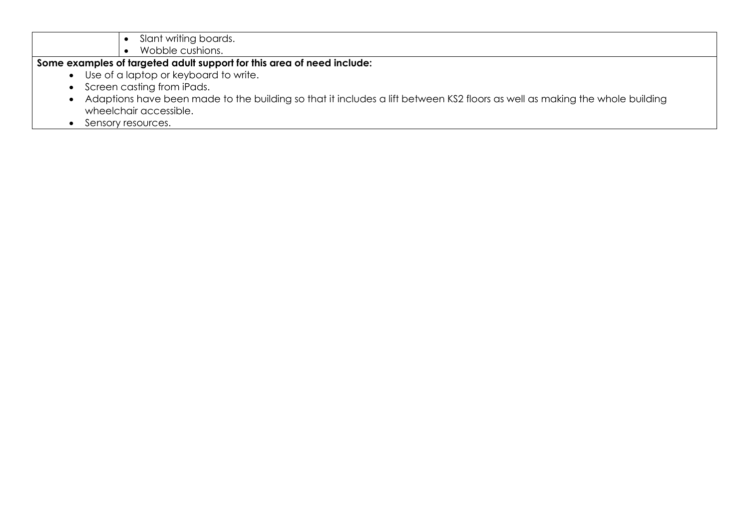| | |
|---|---|
| | • Slant writing boards.<br>• Wobble cushions. |

**Some examples of targeted adult support for this area of need include:**

- Use of a laptop or keyboard to write.
- Screen casting from iPads.
- Adaptions have been made to the building so that it includes a lift between KS2 floors as well as making the whole building wheelchair accessible.
- Sensory resources.